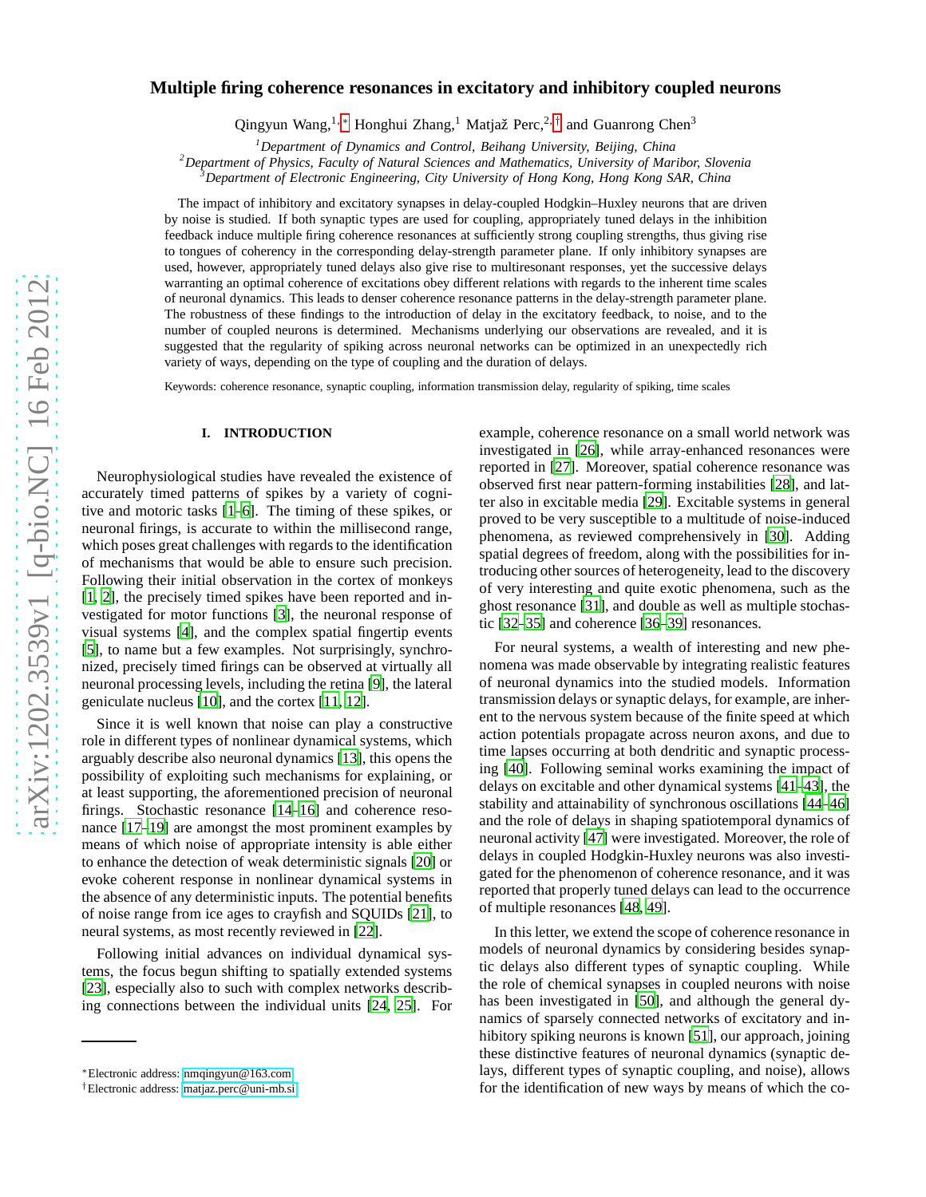# Multiple firing coherence resonances in excitatory and inhibitory coupled neurons

Qingyun Wang,[1,*] Honghui Zhang,[1] Matjaž Perc,[2,†] and Guanrong Chen[3]

[1]*Department of Dynamics and Control, Beihang University, Beijing, China*
[2]*Department of Physics, Faculty of Natural Sciences and Mathematics, University of Maribor, Slovenia*
[3]*Department of Electronic Engineering, City University of Hong Kong, Hong Kong SAR, China*

The impact of inhibitory and excitatory synapses in delay-coupled Hodgkin–Huxley neurons that are driven by noise is studied. If both synaptic types are used for coupling, appropriately tuned delays in the inhibition feedback induce multiple firing coherence resonances at sufficiently strong coupling strengths, thus giving rise to tongues of coherency in the corresponding delay-strength parameter plane. If only inhibitory synapses are used, however, appropriately tuned delays also give rise to multiresonant responses, yet the successive delays warranting an optimal coherence of excitations obey different relations with regards to the inherent time scales of neuronal dynamics. This leads to denser coherence resonance patterns in the delay-strength parameter plane. The robustness of these findings to the introduction of delay in the excitatory feedback, to noise, and to the number of coupled neurons is determined. Mechanisms underlying our observations are revealed, and it is suggested that the regularity of spiking across neuronal networks can be optimized in an unexpectedly rich variety of ways, depending on the type of coupling and the duration of delays.

Keywords: coherence resonance, synaptic coupling, information transmission delay, regularity of spiking, time scales

## I. INTRODUCTION

Neurophysiological studies have revealed the existence of accurately timed patterns of spikes by a variety of cognitive and motoric tasks [1–6]. The timing of these spikes, or neuronal firings, is accurate to within the millisecond range, which poses great challenges with regards to the identification of mechanisms that would be able to ensure such precision. Following their initial observation in the cortex of monkeys [1, 2], the precisely timed spikes have been reported and investigated for motor functions [3], the neuronal response of visual systems [4], and the complex spatial fingertip events [5], to name but a few examples. Not surprisingly, synchronized, precisely timed firings can be observed at virtually all neuronal processing levels, including the retina [9], the lateral geniculate nucleus [10], and the cortex [11, 12].

Since it is well known that noise can play a constructive role in different types of nonlinear dynamical systems, which arguably describe also neuronal dynamics [13], this opens the possibility of exploiting such mechanisms for explaining, or at least supporting, the aforementioned precision of neuronal firings. Stochastic resonance [14–16] and coherence resonance [17–19] are amongst the most prominent examples by means of which noise of appropriate intensity is able either to enhance the detection of weak deterministic signals [20] or evoke coherent response in nonlinear dynamical systems in the absence of any deterministic inputs. The potential benefits of noise range from ice ages to crayfish and SQUIDs [21], to neural systems, as most recently reviewed in [22].

Following initial advances on individual dynamical systems, the focus begun shifting to spatially extended systems [23], especially also to such with complex networks describing connections between the individual units [24, 25]. For example, coherence resonance on a small world network was investigated in [26], while array-enhanced resonances were reported in [27]. Moreover, spatial coherence resonance was observed first near pattern-forming instabilities [28], and latter also in excitable media [29]. Excitable systems in general proved to be very susceptible to a multitude of noise-induced phenomena, as reviewed comprehensively in [30]. Adding spatial degrees of freedom, along with the possibilities for introducing other sources of heterogeneity, lead to the discovery of very interesting and quite exotic phenomena, such as the ghost resonance [31], and double as well as multiple stochastic [32–35] and coherence [36–39] resonances.

For neural systems, a wealth of interesting and new phenomena was made observable by integrating realistic features of neuronal dynamics into the studied models. Information transmission delays or synaptic delays, for example, are inherent to the nervous system because of the finite speed at which action potentials propagate across neuron axons, and due to time lapses occurring at both dendritic and synaptic processing [40]. Following seminal works examining the impact of delays on excitable and other dynamical systems [41–43], the stability and attainability of synchronous oscillations [44–46] and the role of delays in shaping spatiotemporal dynamics of neuronal activity [47] were investigated. Moreover, the role of delays in coupled Hodgkin-Huxley neurons was also investigated for the phenomenon of coherence resonance, and it was reported that properly tuned delays can lead to the occurrence of multiple resonances [48, 49].

In this letter, we extend the scope of coherence resonance in models of neuronal dynamics by considering besides synaptic delays also different types of synaptic coupling. While the role of chemical synapses in coupled neurons with noise has been investigated in [50], and although the general dynamics of sparsely connected networks of excitatory and inhibitory spiking neurons is known [51], our approach, joining these distinctive features of neuronal dynamics (synaptic delays, different types of synaptic coupling, and noise), allows for the identification of new ways by means of which the co-

*Electronic address: nmqingyun@163.com
†Electronic address: matjaz.perc@uni-mb.si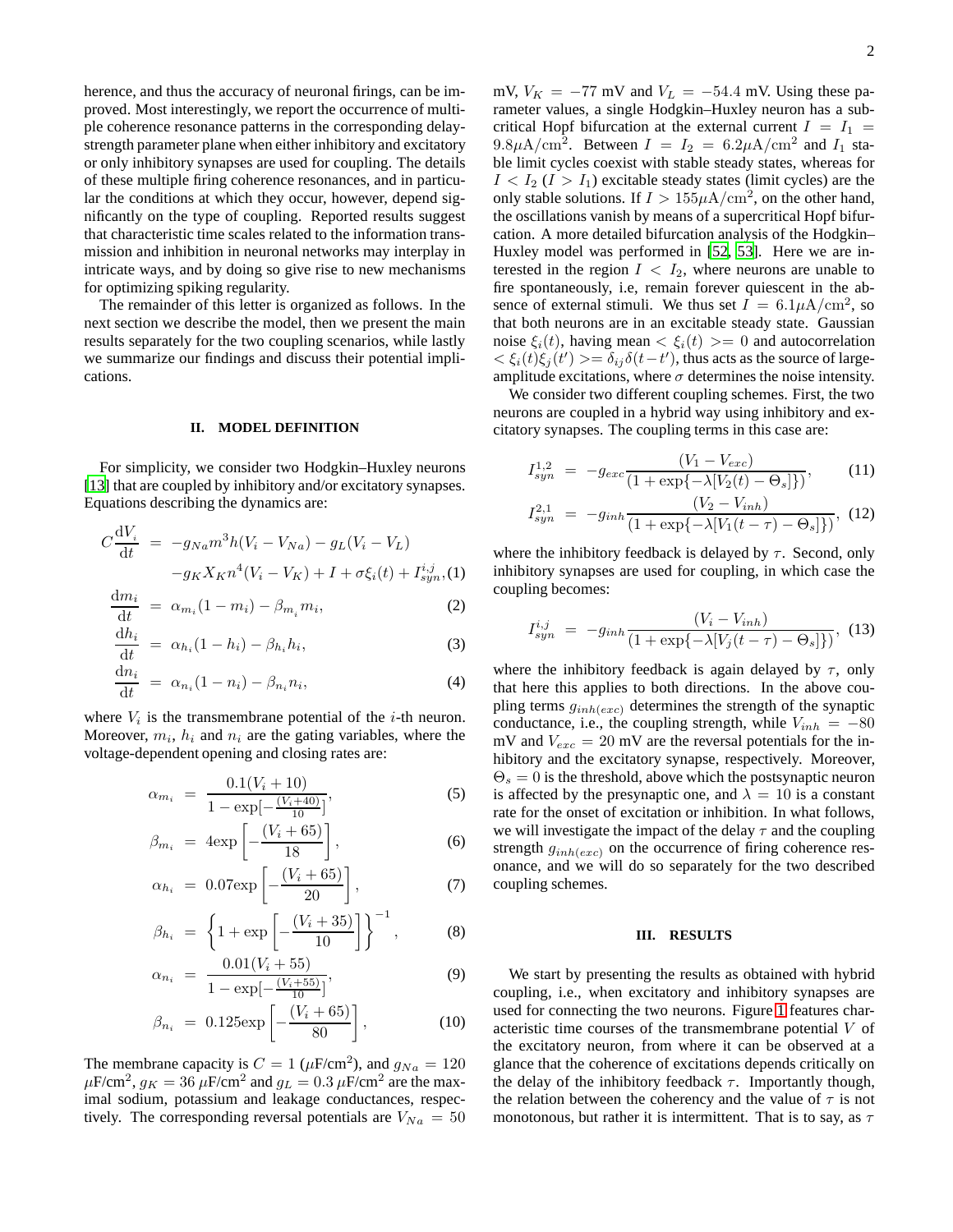herence, and thus the accuracy of neuronal firings, can be improved. Most interestingly, we report the occurrence of multiple coherence resonance patterns in the corresponding delay-strength parameter plane when either inhibitory and excitatory or only inhibitory synapses are used for coupling. The details of these multiple firing coherence resonances, and in particular the conditions at which they occur, however, depend significantly on the type of coupling. Reported results suggest that characteristic time scales related to the information transmission and inhibition in neuronal networks may interplay in intricate ways, and by doing so give rise to new mechanisms for optimizing spiking regularity.

The remainder of this letter is organized as follows. In the next section we describe the model, then we present the main results separately for the two coupling scenarios, while lastly we summarize our findings and discuss their potential implications.

## II. MODEL DEFINITION

For simplicity, we consider two Hodgkin–Huxley neurons [13] that are coupled by inhibitory and/or excitatory synapses. Equations describing the dynamics are:

$$C\frac{\mathrm{d}V_i}{\mathrm{d}t} = -g_{Na}m^3h(V_i - V_{Na}) - g_L(V_i - V_L) - g_K X_K n^4(V_i - V_K) + I + \sigma\xi_i(t) + I_{syn}^{i,j}, \quad (1)$$

$$\frac{\mathrm{d}m_i}{\mathrm{d}t} = \alpha_{m_i}(1 - m_i) - \beta_{m_i}m_i, \quad (2)$$

$$\frac{\mathrm{d}h_i}{\mathrm{d}t} = \alpha_{h_i}(1 - h_i) - \beta_{h_i}h_i, \quad (3)$$

$$\frac{\mathrm{d}n_i}{\mathrm{d}t} = \alpha_{n_i}(1 - n_i) - \beta_{n_i}n_i, \quad (4)$$

where $V_i$ is the transmembrane potential of the $i$-th neuron. Moreover, $m_i$, $h_i$ and $n_i$ are the gating variables, where the voltage-dependent opening and closing rates are:

$$\alpha_{m_i} = \frac{0.1(V_i + 10)}{1 - \exp[-\frac{(V_i+40)}{10}]}, \quad (5)$$

$$\beta_{m_i} = 4\exp\left[-\frac{(V_i + 65)}{18}\right], \quad (6)$$

$$\alpha_{h_i} = 0.07\exp\left[-\frac{(V_i + 65)}{20}\right], \quad (7)$$

$$\beta_{h_i} = \left\{1 + \exp\left[-\frac{(V_i + 35)}{10}\right]\right\}^{-1}, \quad (8)$$

$$\alpha_{n_i} = \frac{0.01(V_i + 55)}{1 - \exp[-\frac{(V_i+55)}{10}]}, \quad (9)$$

$$\beta_{n_i} = 0.125\exp\left[-\frac{(V_i + 65)}{80}\right], \quad (10)$$

The membrane capacity is $C = 1$ ($\mu$F/cm$^2$), and $g_{Na} = 120$ $\mu$F/cm$^2$, $g_K = 36$ $\mu$F/cm$^2$ and $g_L = 0.3$ $\mu$F/cm$^2$ are the maximal sodium, potassium and leakage conductances, respectively. The corresponding reversal potentials are $V_{Na} = 50$ mV, $V_K = -77$ mV and $V_L = -54.4$ mV. Using these parameter values, a single Hodgkin–Huxley neuron has a subcritical Hopf bifurcation at the external current $I = I_1 = 9.8\mu\mathrm{A/cm}^2$. Between $I = I_2 = 6.2\mu\mathrm{A/cm}^2$ and $I_1$ stable limit cycles coexist with stable steady states, whereas for $I < I_2$ ($I > I_1$) excitable steady states (limit cycles) are the only stable solutions. If $I > 155\mu\mathrm{A/cm}^2$, on the other hand, the oscillations vanish by means of a supercritical Hopf bifurcation. A more detailed bifurcation analysis of the Hodgkin–Huxley model was performed in [52, 53]. Here we are interested in the region $I < I_2$, where neurons are unable to fire spontaneously, i.e, remain forever quiescent in the absence of external stimuli. We thus set $I = 6.1\mu\mathrm{A/cm}^2$, so that both neurons are in an excitable steady state. Gaussian noise $\xi_i(t)$, having mean $<\xi_i(t)> = 0$ and autocorrelation $<\xi_i(t)\xi_j(t')> = \delta_{ij}\delta(t-t')$, thus acts as the source of large-amplitude excitations, where $\sigma$ determines the noise intensity.

We consider two different coupling schemes. First, the two neurons are coupled in a hybrid way using inhibitory and excitatory synapses. The coupling terms in this case are:

$$I_{syn}^{1,2} = -g_{exc}\frac{(V_1 - V_{exc})}{(1 + \exp\{-\lambda[V_2(t) - \Theta_s]\})}, \quad (11)$$

$$I_{syn}^{2,1} = -g_{inh}\frac{(V_2 - V_{inh})}{(1 + \exp\{-\lambda[V_1(t-\tau) - \Theta_s]\})}, \quad (12)$$

where the inhibitory feedback is delayed by $\tau$. Second, only inhibitory synapses are used for coupling, in which case the coupling becomes:

$$I_{syn}^{i,j} = -g_{inh}\frac{(V_i - V_{inh})}{(1 + \exp\{-\lambda[V_j(t-\tau) - \Theta_s]\})}, \quad (13)$$

where the inhibitory feedback is again delayed by $\tau$, only that here this applies to both directions. In the above coupling terms $g_{inh(exc)}$ determines the strength of the synaptic conductance, i.e., the coupling strength, while $V_{inh} = -80$ mV and $V_{exc} = 20$ mV are the reversal potentials for the inhibitory and the excitatory synapse, respectively. Moreover, $\Theta_s = 0$ is the threshold, above which the postsynaptic neuron is affected by the onset of the presynaptic one, and $\lambda = 10$ is a constant rate for the onset of excitation or inhibition. In what follows, we will investigate the impact of the delay $\tau$ and the coupling strength $g_{inh(exc)}$ on the occurrence of firing coherence resonance, and we will do so separately for the two described coupling schemes.

## III. RESULTS

We start by presenting the results as obtained with hybrid coupling, i.e., when excitatory and inhibitory synapses are used for connecting the two neurons. Figure 1 features characteristic time courses of the transmembrane potential $V$ of the excitatory neuron, from where it can be observed at a glance that the coherence of excitations depends critically on the delay of the inhibitory feedback $\tau$. Importantly though, the relation between the coherency and the value of $\tau$ is not monotonous, but rather it is intermittent. That is to say, as $\tau$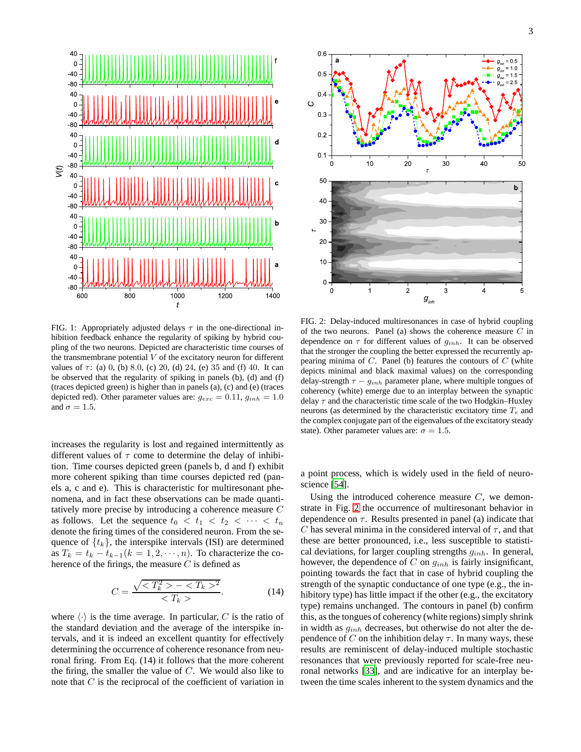40
0
-40
-80
f

40
0
-40
-80
e

40
0
-40
-80
d

V(t)

40
0
-40
-80
c

40
0
-40
-80
b

40
0
-40
-80
a

600 800 1000 1200 1400

t

FIG. 1: Appropriately adjusted delays $\tau$ in the one-directional inhibition feedback enhance the regularity of spiking by hybrid coupling of the two neurons. Depicted are characteristic time courses of the transmembrane potential $V$ of the excitatory neuron for different values of $\tau$: (a) 0, (b) 8.0, (c) 20, (d) 24, (e) 35 and (f) 40. It can be observed that the regularity of spiking in panels (b), (d) and (f) (traces depicted green) is higher than in panels (a), (c) and (e) (traces depicted red). Other parameter values are: $g_{exc} = 0.11$, $g_{inh} = 1.0$ and $\sigma = 1.5$.

0.6
0.5
0.4
0.3
0.2
0.1

C

a

$g_{inh}$ = 0.5
$g_{inh}$ = 1.0
$g_{inh}$ = 1.5
$g_{inh}$ = 2.5

0 10 20 30 40 50

$\tau$

50
40
30
20
10
0

$\tau$

b

0 1 2 3 4 5

$g_{inh}$

FIG. 2: Delay-induced multiresonances in case of hybrid coupling of the two neurons. Panel (a) shows the coherence measure $C$ in dependence on $\tau$ for different values of $g_{inh}$. It can be observed that the stronger the coupling the better expressed the recurrently appearing minima of $C$. Panel (b) features the contours of $C$ (white depicts minimal and black maximal values) on the corresponding delay-strength $\tau - g_{inh}$ parameter plane, where multiple tongues of coherency (white) emerge due to an interplay between the synaptic delay $\tau$ and the characteristic time scale of the two Hodgkin–Huxley neurons (as determined by the characteristic excitatory time $T_e$ and the complex conjugate part of the eigenvalues of the excitatory steady state). Other parameter values are: $\sigma = 1.5$.

increases the regularity is lost and regained intermittently as different values of $\tau$ come to determine the delay of inhibition. Time courses depicted green (panels b, d and f) exhibit more coherent spiking than time courses depicted red (panels a, c and e). This is characteristic for multiresonant phenomena, and in fact these observations can be made quantitatively more precise by introducing a coherence measure $C$ as follows. Let the sequence $t_0 < t_1 < t_2 < \cdots < t_n$ denote the firing times of the considered neuron. From the sequence of $\{t_k\}$, the interspike intervals (ISI) are determined as $T_k = t_k - t_{k-1} (k = 1, 2, \cdots, n)$. To characterize the coherence of the firings, the measure $C$ is defined as

$$C = \frac{\sqrt{< T_k^2 > - < T_k >^2}}{< T_k >}. \tag{14}$$

where $\langle \cdot \rangle$ is the time average. In particular, $C$ is the ratio of the standard deviation and the average of the interspike intervals, and it is indeed an excellent quantity for effectively determining the occurrence of coherence resonance from neuronal firing. From Eq. (14) it follows that the more coherent the firing, the smaller the value of $C$. We would also like to note that $C$ is the reciprocal of the coefficient of variation in a point process, which is widely used in the field of neuroscience [54].

Using the introduced coherence measure $C$, we demonstrate in Fig. 2 the occurrence of multiresonant behavior in dependence on $\tau$. Results presented in panel (a) indicate that $C$ has several minima in the considered interval of $\tau$, and that these are better pronounced, i.e., less susceptible to statistical deviations, for larger coupling strengths $g_{inh}$. In general, however, the dependence of $C$ on $g_{inh}$ is fairly insignificant, pointing towards the fact that in case of hybrid coupling the strength of the synaptic conductance of one type (e.g., the inhibitory type) has little impact if the other (e.g., the excitatory type) remains unchanged. The contours in panel (b) confirm this, as the tongues of coherency (white regions) simply shrink in width as $g_{inh}$ decreases, but otherwise do not alter the dependence of $C$ on the inhibition delay $\tau$. In many ways, these results are reminiscent of delay-induced multiple stochastic resonances that were previously reported for scale-free neuronal networks [33], and are indicative for an interplay between the time scales inherent to the system dynamics and the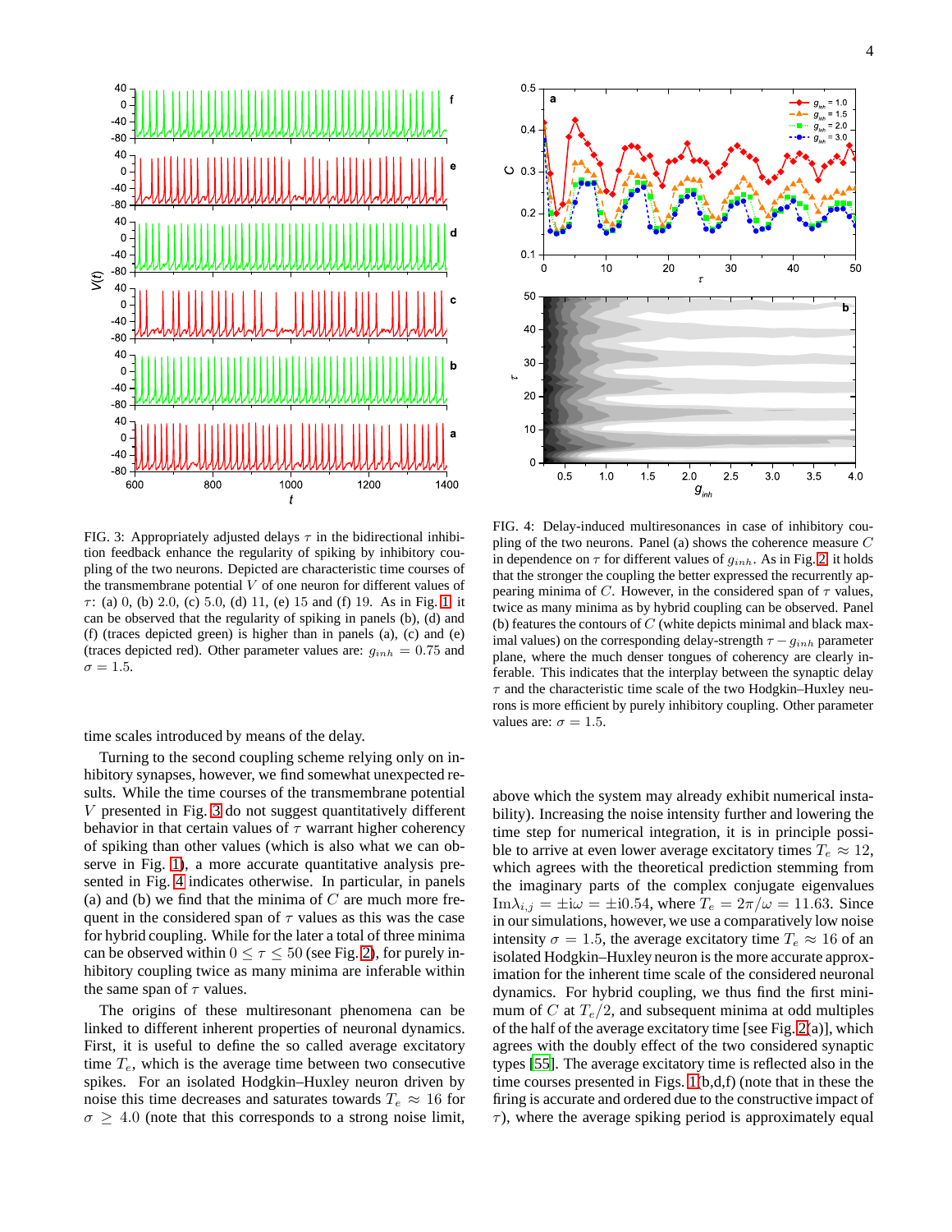40
0
-40
-80
f

40
0
-40
-80
e

40
0
-40
-80
d

40
0
-40
-80
c

40
0
-40
-80
b

40
0
-40
-80
a

V(t)

600
800
1000
1200
1400
t

FIG. 3: Appropriately adjusted delays $\tau$ in the bidirectional inhibition feedback enhance the regularity of spiking by inhibitory coupling of the two neurons. Depicted are characteristic time courses of the transmembrane potential $V$ of one neuron for different values of $\tau$: (a) 0, (b) 2.0, (c) 5.0, (d) 11, (e) 15 and (f) 19. As in Fig. 1 it can be observed that the regularity of spiking in panels (b), (d) and (f) (traces depicted green) is higher than in panels (a), (c) and (e) (traces depicted red). Other parameter values are: $g_{inh} = 0.75$ and $\sigma = 1.5$.

0.5
0.4
0.3
0.2
0.1
C
0
10
20
30
40
50
$\tau$
a
$g_{inh}$ = 1.0
$g_{inh}$ = 1.5
$g_{inh}$ = 2.0
$g_{inh}$ = 3.0

50
40
30
20
10
0
$\tau$
0.5
1.0
1.5
2.0
2.5
3.0
3.5
4.0
$g_{inh}$
b

FIG. 4: Delay-induced multiresonances in case of inhibitory coupling of the two neurons. Panel (a) shows the coherence measure $C$ in dependence on $\tau$ for different values of $g_{inh}$. As in Fig. 2 it holds that the stronger the coupling the better expressed the recurrently appearing minima of $C$. However, in the considered span of $\tau$ values, twice as many minima as by hybrid coupling can be observed. Panel (b) features the contours of $C$ (white depicts minimal and black maximal values) on the corresponding delay-strength $\tau - g_{inh}$ parameter plane, where the much denser tongues of coherency are clearly inferable. This indicates that the interplay between the synaptic delay $\tau$ and the characteristic time scale of the two Hodgkin–Huxley neurons is more efficient by purely inhibitory coupling. Other parameter values are: $\sigma = 1.5$.

time scales introduced by means of the delay.

Turning to the second coupling scheme relying only on inhibitory synapses, however, we find somewhat unexpected results. While the time courses of the transmembrane potential $V$ presented in Fig. 3 do not suggest quantitatively different behavior in that certain values of $\tau$ warrant higher coherency of spiking than other values (which is also what we can observe in Fig. 1), a more accurate quantitative analysis presented in Fig. 4 indicates otherwise. In particular, in panels (a) and (b) we find that the minima of $C$ are much more frequent in the considered span of $\tau$ values as this was the case for hybrid coupling. While for the later a total of three minima can be observed within $0 \leq \tau \leq 50$ (see Fig. 2), for purely inhibitory coupling twice as many minima are inferable within the same span of $\tau$ values.

The origins of these multiresonant phenomena can be linked to different inherent properties of neuronal dynamics. First, it is useful to define the so called average excitatory time $T_e$, which is the average time between two consecutive spikes. For an isolated Hodgkin–Huxley neuron driven by noise this time decreases and saturates towards $T_e \approx 16$ for $\sigma \geq 4.0$ (note that this corresponds to a strong noise limit, above which the system may already exhibit numerical instability). Increasing the noise intensity further and lowering the time step for numerical integration, it is in principle possible to arrive at even lower average excitatory times $T_e \approx 12$, which agrees with the theoretical prediction stemming from the imaginary parts of the complex conjugate eigenvalues $\mathrm{Im}\lambda_{i,j} = \pm \mathrm{i}\omega = \pm \mathrm{i}0.54$, where $T_e = 2\pi/\omega = 11.63$. Since in our simulations, however, we use a comparatively low noise intensity $\sigma = 1.5$, the average excitatory time $T_e \approx 16$ of an isolated Hodgkin–Huxley neuron is the more accurate approximation for the inherent time scale of the considered neuronal dynamics. For hybrid coupling, we thus find the first minimum of $C$ at $T_e/2$, and subsequent minima at odd multiples of the half of the average excitatory time [see Fig. 2(a)], which agrees with the doubly effect of the two considered synaptic types [55]. The average excitatory time is reflected also in the time courses presented in Figs. 1(b,d,f) (note that in these the firing is accurate and ordered due to the constructive impact of $\tau$), where the average spiking period is approximately equal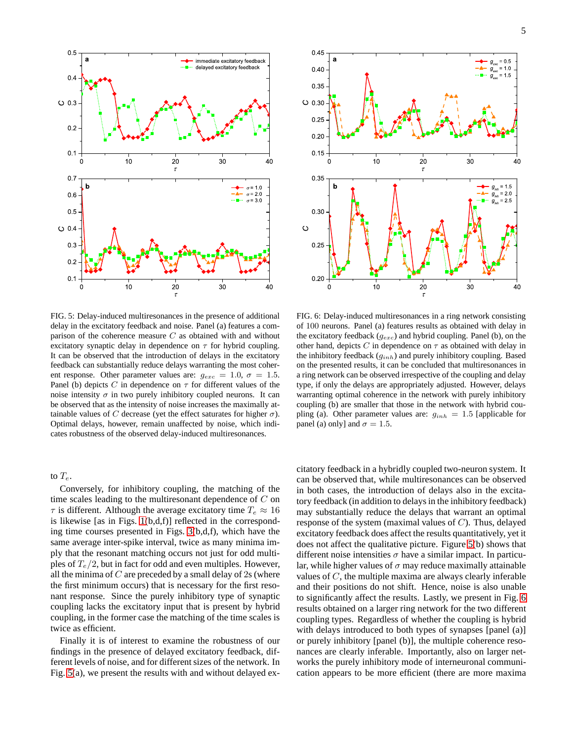a

immediate excitatory feedback
delayed excitatory feedback

C

0.1 0.2 0.3 0.4 0.5

0 10 20 30 40

$\tau$

b

$\sigma$ = 1.0
$\sigma$ = 2.0
$\sigma$ = 3.0

C

0.1 0.2 0.3 0.4 0.5 0.6 0.7

0 10 20 30 40

$\tau$

FIG. 5: Delay-induced multiresonances in the presence of additional delay in the excitatory feedback and noise. Panel (a) features a comparison of the coherence measure $C$ as obtained with and without excitatory synaptic delay in dependence on $\tau$ for hybrid coupling. It can be observed that the introduction of delays in the excitatory feedback can substantially reduce delays warranting the most coherent response. Other parameter values are: $g_{exc} = 1.0$, $\sigma = 1.5$. Panel (b) depicts $C$ in dependence on $\tau$ for different values of the noise intensity $\sigma$ in two purely inhibitory coupled neurons. It can be observed that as the intensity of noise increases the maximally attainable values of $C$ decrease (yet the effect saturates for higher $\sigma$). Optimal delays, however, remain unaffected by noise, which indicates robustness of the observed delay-induced multiresonances.

a

$g_{exc}$ = 0.5
$g_{exc}$ = 1.0
$g_{exc}$ = 1.5

C

0.15 0.20 0.25 0.30 0.35 0.40 0.45

0 10 20 30 40

$\tau$

b

$g_{inh}$ = 1.5
$g_{inh}$ = 2.0
$g_{inh}$ = 2.5

C

0.20 0.25 0.30 0.35

0 10 20 30 40

$\tau$

FIG. 6: Delay-induced multiresonances in a ring network consisting of 100 neurons. Panel (a) features results as obtained with delay in the excitatory feedback ($g_{exc}$) and hybrid coupling. Panel (b), on the other hand, depicts $C$ in dependence on $\tau$ as obtained with delay in the inhibitory feedback ($g_{inh}$) and purely inhibitory coupling. Based on the presented results, it can be concluded that multiresonances in a ring network can be observed irrespective of the coupling and delay type, if only the delays are appropriately adjusted. However, delays warranting optimal coherence in the network with purely inhibitory coupling (b) are smaller that those in the network with hybrid coupling (a). Other parameter values are: $g_{inh} = 1.5$ [applicable for panel (a) only] and $\sigma = 1.5$.

to $T_e$.

Conversely, for inhibitory coupling, the matching of the time scales leading to the multiresonant dependence of $C$ on $\tau$ is different. Although the average excitatory time $T_e \approx 16$ is likewise [as in Figs. 1(b,d,f)] reflected in the corresponding time courses presented in Figs. 3(b,d,f), which have the same average inter-spike interval, twice as many minima imply that the resonant matching occurs not just for odd multiples of $T_e/2$, but in fact for odd and even multiples. However, all the minima of $C$ are preceded by a small delay of 2s (where the first minimum occurs) that is necessary for the first resonant response. Since the purely inhibitory type of synaptic coupling lacks the excitatory input that is present by hybrid coupling, in the former case the matching of the time scales is twice as efficient.

Finally it is of interest to examine the robustness of our findings in the presence of delayed excitatory feedback, different levels of noise, and for different sizes of the network. In Fig. 5(a), we present the results with and without delayed excitatory feedback in a hybridly coupled two-neuron system. It can be observed that, while multiresonances can be observed in both cases, the introduction of delays also in the excitatory feedback (in addition to delays in the inhibitory feedback) may substantially reduce the delays that warrant an optimal response of the system (maximal values of $C$). Thus, delayed excitatory feedback does affect the results quantitatively, yet it does not affect the qualitative picture. Figure 5(b) shows that different noise intensities $\sigma$ have a similar impact. In particular, while higher values of $\sigma$ may reduce maximally attainable values of $C$, the multiple maxima are always clearly inferable and their positions do not shift. Hence, noise is also unable to significantly affect the results. Lastly, we present in Fig. 6 results obtained on a larger ring network for the two different coupling types. Regardless of whether the coupling is hybrid with delays introduced to both types of synapses [panel (a)] or purely inhibitory [panel (b)], the multiple coherence resonances are clearly inferable. Importantly, also on larger networks the purely inhibitory mode of interneuronal communication appears to be more efficient (there are more maxima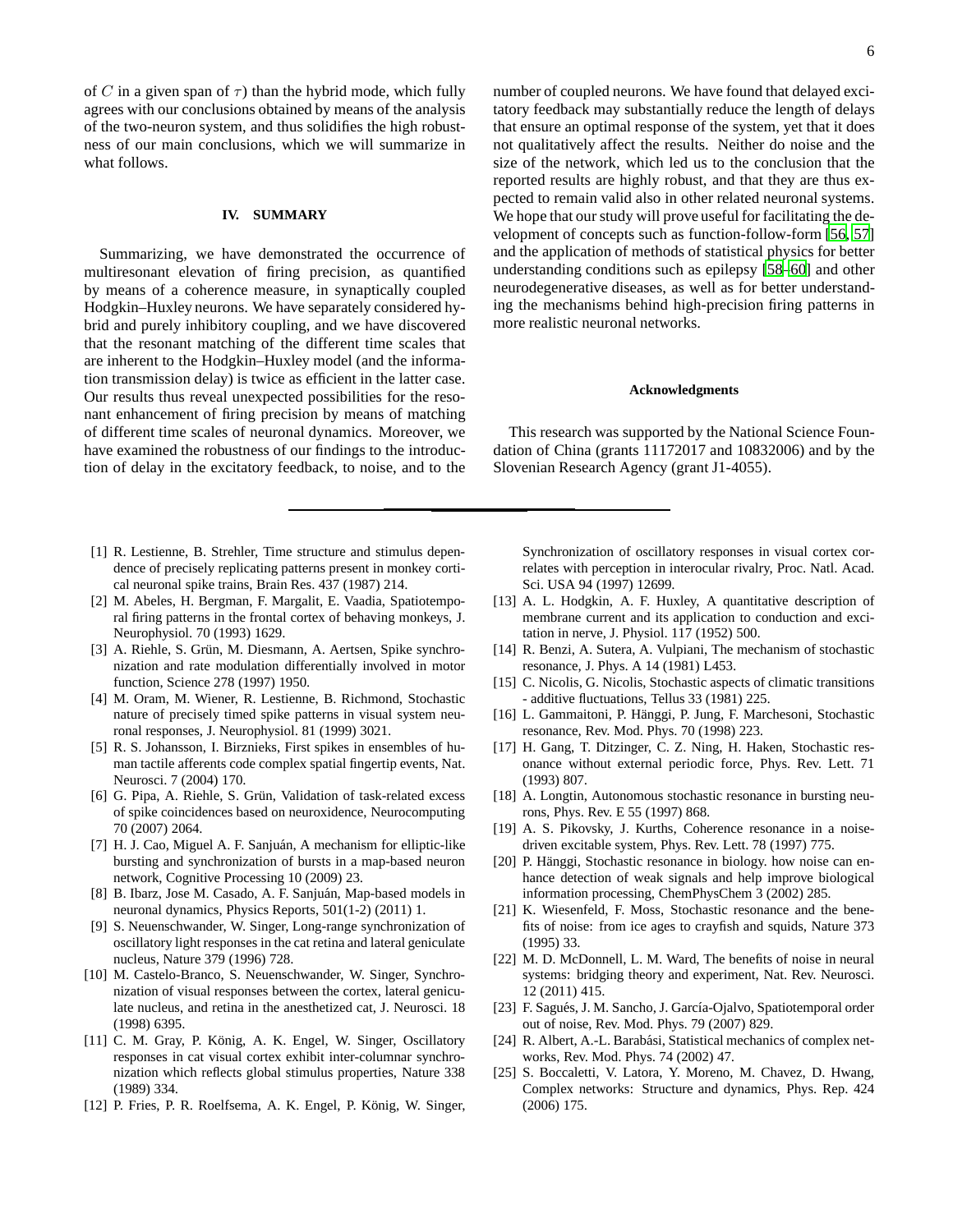of $C$ in a given span of $\tau$) than the hybrid mode, which fully agrees with our conclusions obtained by means of the analysis of the two-neuron system, and thus solidifies the high robustness of our main conclusions, which we will summarize in what follows.

## IV. SUMMARY

Summarizing, we have demonstrated the occurrence of multiresonant elevation of firing precision, as quantified by means of a coherence measure, in synaptically coupled Hodgkin–Huxley neurons. We have separately considered hybrid and purely inhibitory coupling, and we have discovered that the resonant matching of the different time scales that are inherent to the Hodgkin–Huxley model (and the information transmission delay) is twice as efficient in the latter case. Our results thus reveal unexpected possibilities for the resonant enhancement of firing precision by means of matching of different time scales of neuronal dynamics. Moreover, we have examined the robustness of our findings to the introduction of delay in the excitatory feedback, to noise, and to the number of coupled neurons. We have found that delayed excitatory feedback may substantially reduce the length of delays that ensure an optimal response of the system, yet that it does not qualitatively affect the results. Neither do noise and the size of the network, which led us to the conclusion that the reported results are highly robust, and that they are thus expected to remain valid also in other related neuronal systems. We hope that our study will prove useful for facilitating the development of concepts such as function-follow-form [56, 57] and the application of methods of statistical physics for better understanding conditions such as epilepsy [58–60] and other neurodegenerative diseases, as well as for better understanding the mechanisms behind high-precision firing patterns in more realistic neuronal networks.

### Acknowledgments

This research was supported by the National Science Foundation of China (grants 11172017 and 10832006) and by the Slovenian Research Agency (grant J1-4055).

---

[1] R. Lestienne, B. Strehler, Time structure and stimulus dependence of precisely replicating patterns present in monkey cortical neuronal spike trains, Brain Res. 437 (1987) 214.

[2] M. Abeles, H. Bergman, F. Margalit, E. Vaadia, Spatiotemporal firing patterns in the frontal cortex of behaving monkeys, J. Neurophysiol. 70 (1993) 1629.

[3] A. Riehle, S. Grün, M. Diesmann, A. Aertsen, Spike synchronization and rate modulation differentially involved in motor function, Science 278 (1997) 1950.

[4] M. Oram, M. Wiener, R. Lestienne, B. Richmond, Stochastic nature of precisely timed spike patterns in visual system neuronal responses, J. Neurophysiol. 81 (1999) 3021.

[5] R. S. Johansson, I. Birznieks, First spikes in ensembles of human tactile afferents code complex spatial fingertip events, Nat. Neurosci. 7 (2004) 170.

[6] G. Pipa, A. Riehle, S. Grün, Validation of task-related excess of spike coincidences based on neuroxidence, Neurocomputing 70 (2007) 2064.

[7] H. J. Cao, Miguel A. F. Sanjuán, A mechanism for elliptic-like bursting and synchronization of bursts in a map-based neuron network, Cognitive Processing 10 (2009) 23.

[8] B. Ibarz, Jose M. Casado, A. F. Sanjuán, Map-based models in neuronal dynamics, Physics Reports, 501(1-2) (2011) 1.

[9] S. Neuenschwander, W. Singer, Long-range synchronization of oscillatory light responses in the cat retina and lateral geniculate nucleus, Nature 379 (1996) 728.

[10] M. Castelo-Branco, S. Neuenschwander, W. Singer, Synchronization of visual responses between the cortex, lateral geniculate nucleus, and retina in the anesthetized cat, J. Neurosci. 18 (1998) 6395.

[11] C. M. Gray, P. König, A. K. Engel, W. Singer, Oscillatory responses in cat visual cortex exhibit inter-columnar synchronization which reflects global stimulus properties, Nature 338 (1989) 334.

[12] P. Fries, P. R. Roelfsema, A. K. Engel, P. König, W. Singer, Synchronization of oscillatory responses in visual cortex correlates with perception in interocular rivalry, Proc. Natl. Acad. Sci. USA 94 (1997) 12699.

[13] A. L. Hodgkin, A. F. Huxley, A quantitative description of membrane current and its application to conduction and excitation in nerve, J. Physiol. 117 (1952) 500.

[14] R. Benzi, A. Sutera, A. Vulpiani, The mechanism of stochastic resonance, J. Phys. A 14 (1981) L453.

[15] C. Nicolis, G. Nicolis, Stochastic aspects of climatic transitions - additive fluctuations, Tellus 33 (1981) 225.

[16] L. Gammaitoni, P. Hänggi, P. Jung, F. Marchesoni, Stochastic resonance, Rev. Mod. Phys. 70 (1998) 223.

[17] H. Gang, T. Ditzinger, C. Z. Ning, H. Haken, Stochastic resonance without external periodic force, Phys. Rev. Lett. 71 (1993) 807.

[18] A. Longtin, Autonomous stochastic resonance in bursting neurons, Phys. Rev. E 55 (1997) 868.

[19] A. S. Pikovsky, J. Kurths, Coherence resonance in a noise-driven excitable system, Phys. Rev. Lett. 78 (1997) 775.

[20] P. Hänggi, Stochastic resonance in biology. how noise can enhance detection of weak signals and help improve biological information processing, ChemPhysChem 3 (2002) 285.

[21] K. Wiesenfeld, F. Moss, Stochastic resonance and the benefits of noise: from ice ages to crayfish and squids, Nature 373 (1995) 33.

[22] M. D. McDonnell, L. M. Ward, The benefits of noise in neural systems: bridging theory and experiment, Nat. Rev. Neurosci. 12 (2011) 415.

[23] F. Sagués, J. M. Sancho, J. García-Ojalvo, Spatiotemporal order out of noise, Rev. Mod. Phys. 79 (2007) 829.

[24] R. Albert, A.-L. Barabási, Statistical mechanics of complex networks, Rev. Mod. Phys. 74 (2002) 47.

[25] S. Boccaletti, V. Latora, Y. Moreno, M. Chavez, D. Hwang, Complex networks: Structure and dynamics, Phys. Rep. 424 (2006) 175.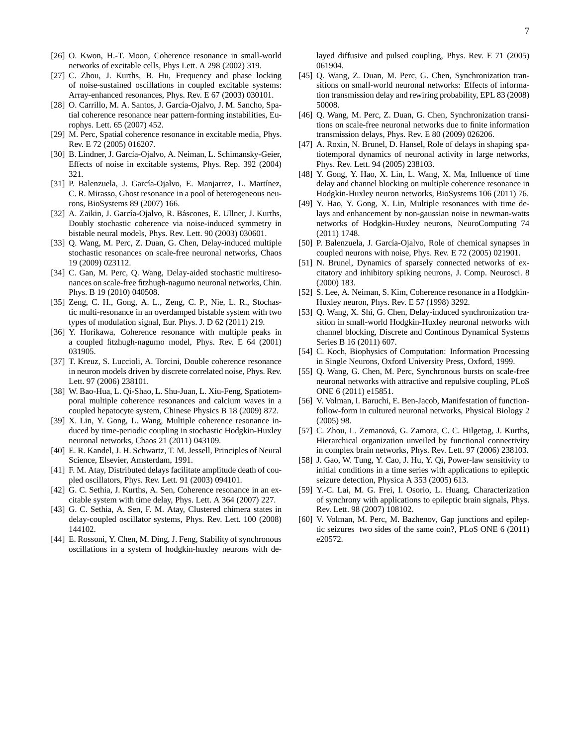[26] O. Kwon, H.-T. Moon, Coherence resonance in small-world networks of excitable cells, Phys Lett. A 298 (2002) 319.

[27] C. Zhou, J. Kurths, B. Hu, Frequency and phase locking of noise-sustained oscillations in coupled excitable systems: Array-enhanced resonances, Phys. Rev. E 67 (2003) 030101.

[28] O. Carrillo, M. A. Santos, J. García-Ojalvo, J. M. Sancho, Spatial coherence resonance near pattern-forming instabilities, Europhys. Lett. 65 (2007) 452.

[29] M. Perc, Spatial coherence resonance in excitable media, Phys. Rev. E 72 (2005) 016207.

[30] B. Lindner, J. García-Ojalvo, A. Neiman, L. Schimansky-Geier, Effects of noise in excitable systems, Phys. Rep. 392 (2004) 321.

[31] P. Balenzuela, J. García-Ojalvo, E. Manjarrez, L. Martínez, C. R. Mirasso, Ghost resonance in a pool of heterogeneous neurons, BioSystems 89 (2007) 166.

[32] A. Zaikin, J. García-Ojalvo, R. Báscones, E. Ullner, J. Kurths, Doubly stochastic coherence via noise-induced symmetry in bistable neural models, Phys. Rev. Lett. 90 (2003) 030601.

[33] Q. Wang, M. Perc, Z. Duan, G. Chen, Delay-induced multiple stochastic resonances on scale-free neuronal networks, Chaos 19 (2009) 023112.

[34] C. Gan, M. Perc, Q. Wang, Delay-aided stochastic multiresonances on scale-free fitzhugh-nagumo neuronal networks, Chin. Phys. B 19 (2010) 040508.

[35] Zeng, C. H., Gong, A. L., Zeng, C. P., Nie, L. R., Stochastic multi-resonance in an overdamped bistable system with two types of modulation signal, Eur. Phys. J. D 62 (2011) 219.

[36] Y. Horikawa, Coherence resonance with multiple peaks in a coupled fitzhugh-nagumo model, Phys. Rev. E 64 (2001) 031905.

[37] T. Kreuz, S. Luccioli, A. Torcini, Double coherence resonance in neuron models driven by discrete correlated noise, Phys. Rev. Lett. 97 (2006) 238101.

[38] W. Bao-Hua, L. Qi-Shao, L. Shu-Juan, L. Xiu-Feng, Spatiotemporal multiple coherence resonances and calcium waves in a coupled hepatocyte system, Chinese Physics B 18 (2009) 872.

[39] X. Lin, Y. Gong, L. Wang, Multiple coherence resonance induced by time-periodic coupling in stochastic Hodgkin-Huxley neuronal networks, Chaos 21 (2011) 043109.

[40] E. R. Kandel, J. H. Schwartz, T. M. Jessell, Principles of Neural Science, Elsevier, Amsterdam, 1991.

[41] F. M. Atay, Distributed delays facilitate amplitude death of coupled oscillators, Phys. Rev. Lett. 91 (2003) 094101.

[42] G. C. Sethia, J. Kurths, A. Sen, Coherence resonance in an excitable system with time delay, Phys. Lett. A 364 (2007) 227.

[43] G. C. Sethia, A. Sen, F. M. Atay, Clustered chimera states in delay-coupled oscillator systems, Phys. Rev. Lett. 100 (2008) 144102.

[44] E. Rossoni, Y. Chen, M. Ding, J. Feng, Stability of synchronous oscillations in a system of hodgkin-huxley neurons with delayed diffusive and pulsed coupling, Phys. Rev. E 71 (2005) 061904.

[45] Q. Wang, Z. Duan, M. Perc, G. Chen, Synchronization transitions on small-world neuronal networks: Effects of information transmission delay and rewiring probability, EPL 83 (2008) 50008.

[46] Q. Wang, M. Perc, Z. Duan, G. Chen, Synchronization transitions on scale-free neuronal networks due to finite information transmission delays, Phys. Rev. E 80 (2009) 026206.

[47] A. Roxin, N. Brunel, D. Hansel, Role of delays in shaping spatiotemporal dynamics of neuronal activity in large networks, Phys. Rev. Lett. 94 (2005) 238103.

[48] Y. Gong, Y. Hao, X. Lin, L. Wang, X. Ma, Influence of time delay and channel blocking on multiple coherence resonance in Hodgkin-Huxley neuron networks, BioSystems 106 (2011) 76.

[49] Y. Hao, Y. Gong, X. Lin, Multiple resonances with time delays and enhancement by non-gaussian noise in newman-watts networks of Hodgkin-Huxley neurons, NeuroComputing 74 (2011) 1748.

[50] P. Balenzuela, J. García-Ojalvo, Role of chemical synapses in coupled neurons with noise, Phys. Rev. E 72 (2005) 021901.

[51] N. Brunel, Dynamics of sparsely connected networks of excitatory and inhibitory spiking neurons, J. Comp. Neurosci. 8 (2000) 183.

[52] S. Lee, A. Neiman, S. Kim, Coherence resonance in a Hodgkin-Huxley neuron, Phys. Rev. E 57 (1998) 3292.

[53] Q. Wang, X. Shi, G. Chen, Delay-induced synchronization transition in small-world Hodgkin-Huxley neuronal networks with channel blocking, Discrete and Continous Dynamical Systems Series B 16 (2011) 607.

[54] C. Koch, Biophysics of Computation: Information Processing in Single Neurons, Oxford University Press, Oxford, 1999.

[55] Q. Wang, G. Chen, M. Perc, Synchronous bursts on scale-free neuronal networks with attractive and repulsive coupling, PLoS ONE 6 (2011) e15851.

[56] V. Volman, I. Baruchi, E. Ben-Jacob, Manifestation of function-follow-form in cultured neuronal networks, Physical Biology 2 (2005) 98.

[57] C. Zhou, L. Zemanová, G. Zamora, C. C. Hilgetag, J. Kurths, Hierarchical organization unveiled by functional connectivity in complex brain networks, Phys. Rev. Lett. 97 (2006) 238103.

[58] J. Gao, W. Tung, Y. Cao, J. Hu, Y. Qi, Power-law sensitivity to initial conditions in a time series with applications to epileptic seizure detection, Physica A 353 (2005) 613.

[59] Y.-C. Lai, M. G. Frei, I. Osorio, L. Huang, Characterization of synchrony with applications to epileptic brain signals, Phys. Rev. Lett. 98 (2007) 108102.

[60] V. Volman, M. Perc, M. Bazhenov, Gap junctions and epileptic seizures two sides of the same coin?, PLoS ONE 6 (2011) e20572.